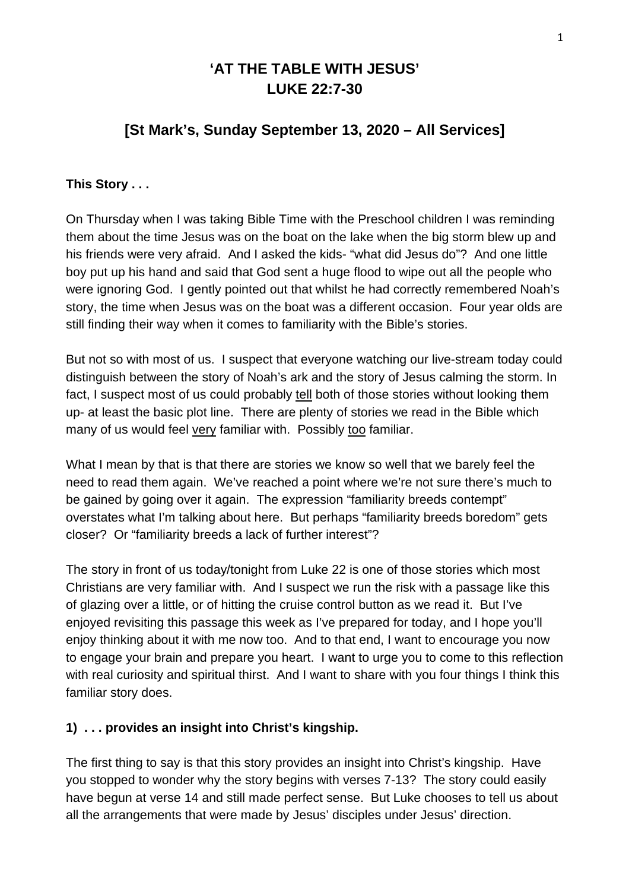# 'AT THE TABLE WITH JESUS'
# LUKE 22:7-30

## [St Mark's, Sunday September 13, 2020 – All Services]

**This Story . . .**

On Thursday when I was taking Bible Time with the Preschool children I was reminding them about the time Jesus was on the boat on the lake when the big storm blew up and his friends were very afraid. And I asked the kids- "what did Jesus do"? And one little boy put up his hand and said that God sent a huge flood to wipe out all the people who were ignoring God. I gently pointed out that whilst he had correctly remembered Noah's story, the time when Jesus was on the boat was a different occasion. Four year olds are still finding their way when it comes to familiarity with the Bible's stories.

But not so with most of us. I suspect that everyone watching our live-stream today could distinguish between the story of Noah's ark and the story of Jesus calming the storm. In fact, I suspect most of us could probably <u>tell</u> both of those stories without looking them up- at least the basic plot line. There are plenty of stories we read in the Bible which many of us would feel <u>very</u> familiar with. Possibly <u>too</u> familiar.

What I mean by that is that there are stories we know so well that we barely feel the need to read them again. We've reached a point where we're not sure there's much to be gained by going over it again. The expression "familiarity breeds contempt" overstates what I'm talking about here. But perhaps "familiarity breeds boredom" gets closer? Or "familiarity breeds a lack of further interest"?

The story in front of us today/tonight from Luke 22 is one of those stories which most Christians are very familiar with. And I suspect we run the risk with a passage like this of glazing over a little, or of hitting the cruise control button as we read it. But I've enjoyed revisiting this passage this week as I've prepared for today, and I hope you'll enjoy thinking about it with me now too. And to that end, I want to encourage you now to engage your brain and prepare you heart. I want to urge you to come to this reflection with real curiosity and spiritual thirst. And I want to share with you four things I think this familiar story does.

**1) . . . provides an insight into Christ's kingship.**

The first thing to say is that this story provides an insight into Christ's kingship. Have you stopped to wonder why the story begins with verses 7-13? The story could easily have begun at verse 14 and still made perfect sense. But Luke chooses to tell us about all the arrangements that were made by Jesus' disciples under Jesus' direction.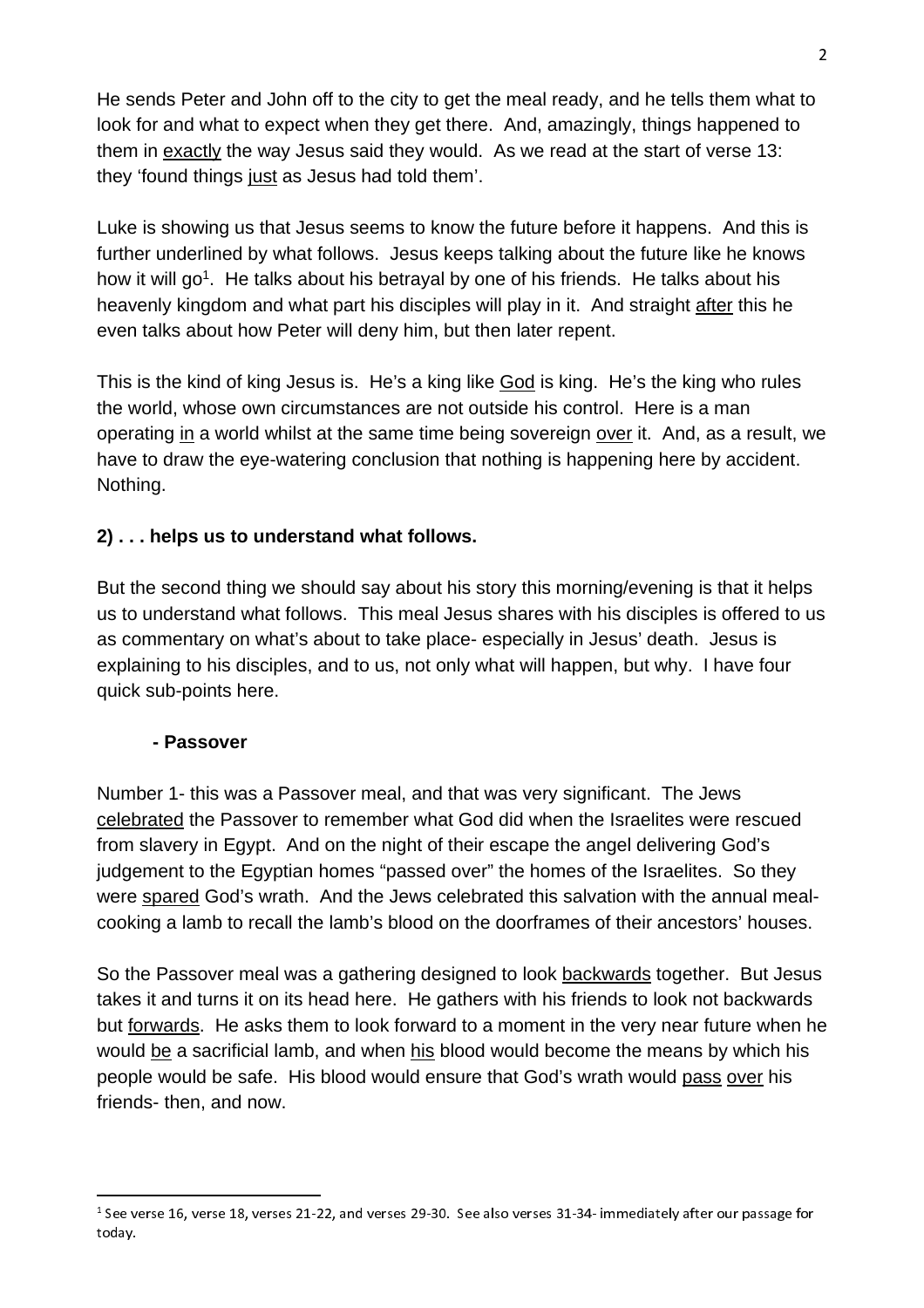He sends Peter and John off to the city to get the meal ready, and he tells them what to look for and what to expect when they get there. And, amazingly, things happened to them in exactly the way Jesus said they would. As we read at the start of verse 13: they 'found things just as Jesus had told them'.

Luke is showing us that Jesus seems to know the future before it happens. And this is further underlined by what follows. Jesus keeps talking about the future like he knows how it will go[1]. He talks about his betrayal by one of his friends. He talks about his heavenly kingdom and what part his disciples will play in it. And straight after this he even talks about how Peter will deny him, but then later repent.

This is the kind of king Jesus is. He's a king like God is king. He's the king who rules the world, whose own circumstances are not outside his control. Here is a man operating in a world whilst at the same time being sovereign over it. And, as a result, we have to draw the eye-watering conclusion that nothing is happening here by accident. Nothing.

**2) . . . helps us to understand what follows.**

But the second thing we should say about his story this morning/evening is that it helps us to understand what follows. This meal Jesus shares with his disciples is offered to us as commentary on what's about to take place- especially in Jesus' death. Jesus is explaining to his disciples, and to us, not only what will happen, but why. I have four quick sub-points here.

**- Passover**

Number 1- this was a Passover meal, and that was very significant. The Jews celebrated the Passover to remember what God did when the Israelites were rescued from slavery in Egypt. And on the night of their escape the angel delivering God's judgement to the Egyptian homes "passed over" the homes of the Israelites. So they were spared God's wrath. And the Jews celebrated this salvation with the annual meal- cooking a lamb to recall the lamb's blood on the doorframes of their ancestors' houses.

So the Passover meal was a gathering designed to look backwards together. But Jesus takes it and turns it on its head here. He gathers with his friends to look not backwards but forwards. He asks them to look forward to a moment in the very near future when he would be a sacrificial lamb, and when his blood would become the means by which his people would be safe. His blood would ensure that God's wrath would pass over his friends- then, and now.

[1] See verse 16, verse 18, verses 21-22, and verses 29-30. See also verses 31-34- immediately after our passage for today.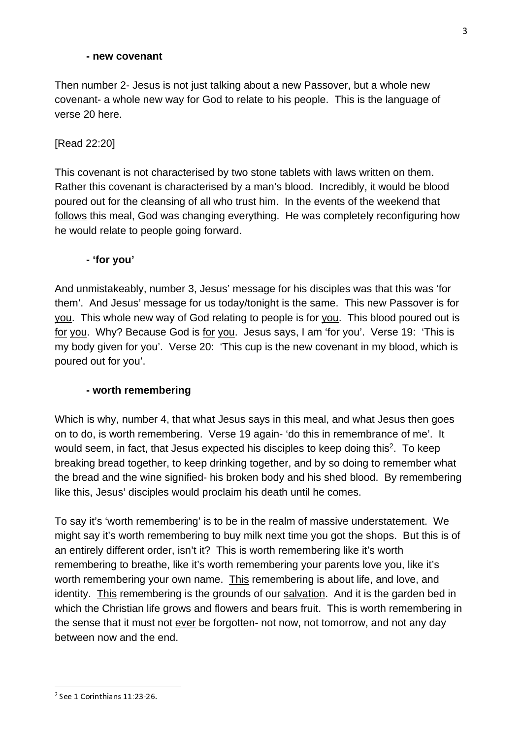**- new covenant**

Then number 2- Jesus is not just talking about a new Passover, but a whole new covenant- a whole new way for God to relate to his people. This is the language of verse 20 here.

[Read 22:20]

This covenant is not characterised by two stone tablets with laws written on them. Rather this covenant is characterised by a man's blood. Incredibly, it would be blood poured out for the cleansing of all who trust him. In the events of the weekend that <u>follows</u> this meal, God was changing everything. He was completely reconfiguring how he would relate to people going forward.

**- 'for you'**

And unmistakeably, number 3, Jesus' message for his disciples was that this was 'for them'. And Jesus' message for us today/tonight is the same. This new Passover is for <u>you</u>. This whole new way of God relating to people is for <u>you</u>. This blood poured out is <u>for</u> <u>you</u>. Why? Because God is <u>for</u> <u>you</u>. Jesus says, I am 'for you'. Verse 19: 'This is my body given for you'. Verse 20: 'This cup is the new covenant in my blood, which is poured out for you'.

**- worth remembering**

Which is why, number 4, that what Jesus says in this meal, and what Jesus then goes on to do, is worth remembering. Verse 19 again- 'do this in remembrance of me'. It would seem, in fact, that Jesus expected his disciples to keep doing this[2]. To keep breaking bread together, to keep drinking together, and by so doing to remember what the bread and the wine signified- his broken body and his shed blood. By remembering like this, Jesus' disciples would proclaim his death until he comes.

To say it's 'worth remembering' is to be in the realm of massive understatement. We might say it's worth remembering to buy milk next time you got the shops. But this is of an entirely different order, isn't it? This is worth remembering like it's worth remembering to breathe, like it's worth remembering your parents love you, like it's worth remembering your own name. <u>This</u> remembering is about life, and love, and identity. <u>This</u> remembering is the grounds of our <u>salvation</u>. And it is the garden bed in which the Christian life grows and flowers and bears fruit. This is worth remembering in the sense that it must not <u>ever</u> be forgotten- not now, not tomorrow, and not any day between now and the end.

---

[2] See 1 Corinthians 11:23-26.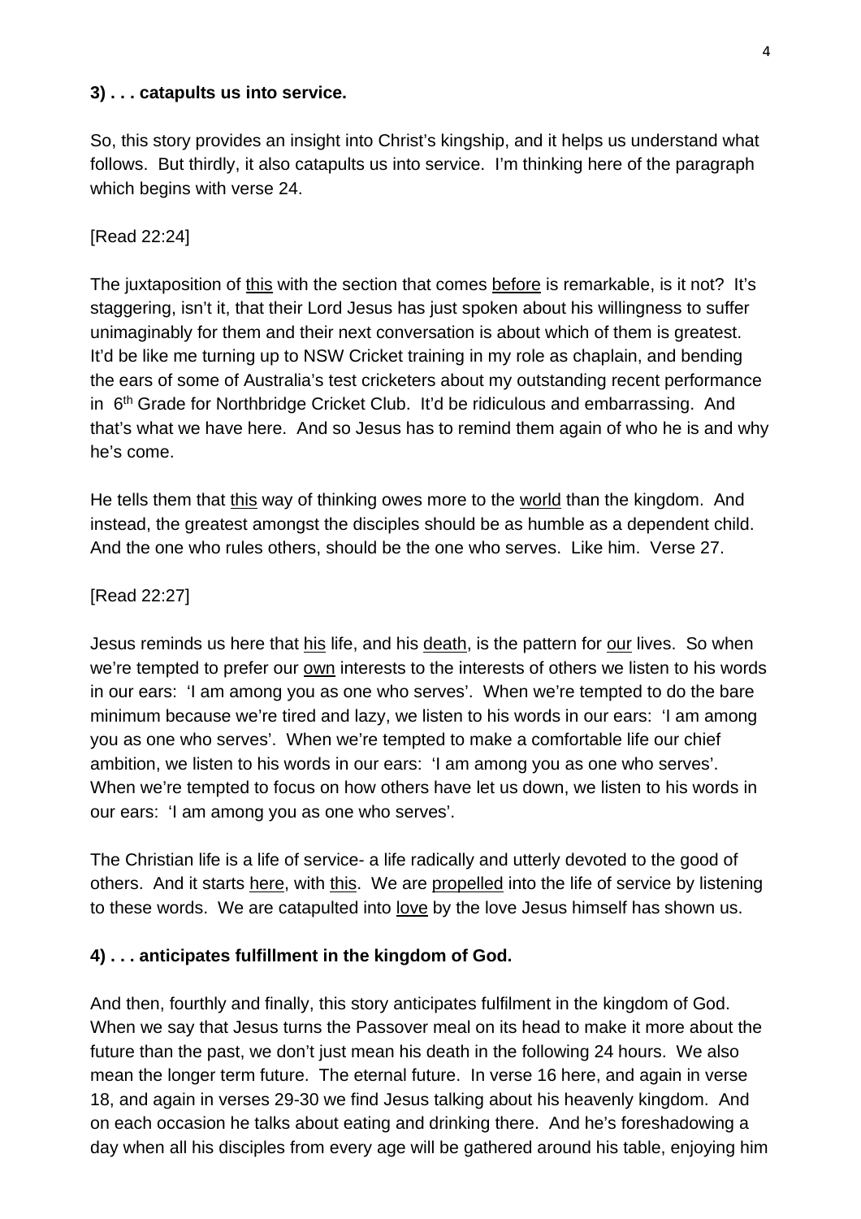**3) . . . catapults us into service.**

So, this story provides an insight into Christ's kingship, and it helps us understand what follows. But thirdly, it also catapults us into service. I'm thinking here of the paragraph which begins with verse 24.

[Read 22:24]

The juxtaposition of <u>this</u> with the section that comes <u>before</u> is remarkable, is it not? It's staggering, isn't it, that their Lord Jesus has just spoken about his willingness to suffer unimaginably for them and their next conversation is about which of them is greatest. It'd be like me turning up to NSW Cricket training in my role as chaplain, and bending the ears of some of Australia's test cricketers about my outstanding recent performance in 6th Grade for Northbridge Cricket Club. It'd be ridiculous and embarrassing. And that's what we have here. And so Jesus has to remind them again of who he is and why he's come.

He tells them that <u>this</u> way of thinking owes more to the <u>world</u> than the kingdom. And instead, the greatest amongst the disciples should be as humble as a dependent child. And the one who rules others, should be the one who serves. Like him. Verse 27.

[Read 22:27]

Jesus reminds us here that <u>his</u> life, and his <u>death</u>, is the pattern for <u>our</u> lives. So when we're tempted to prefer our <u>own</u> interests to the interests of others we listen to his words in our ears: 'I am among you as one who serves'. When we're tempted to do the bare minimum because we're tired and lazy, we listen to his words in our ears: 'I am among you as one who serves'. When we're tempted to make a comfortable life our chief ambition, we listen to his words in our ears: 'I am among you as one who serves'. When we're tempted to focus on how others have let us down, we listen to his words in our ears: 'I am among you as one who serves'.

The Christian life is a life of service- a life radically and utterly devoted to the good of others. And it starts <u>here</u>, with <u>this</u>. We are <u>propelled</u> into the life of service by listening to these words. We are catapulted into <u>love</u> by the love Jesus himself has shown us.

**4) . . . anticipates fulfillment in the kingdom of God.**

And then, fourthly and finally, this story anticipates fulfilment in the kingdom of God. When we say that Jesus turns the Passover meal on its head to make it more about the future than the past, we don't just mean his death in the following 24 hours. We also mean the longer term future. The eternal future. In verse 16 here, and again in verse 18, and again in verses 29-30 we find Jesus talking about his heavenly kingdom. And on each occasion he talks about eating and drinking there. And he's foreshadowing a day when all his disciples from every age will be gathered around his table, enjoying him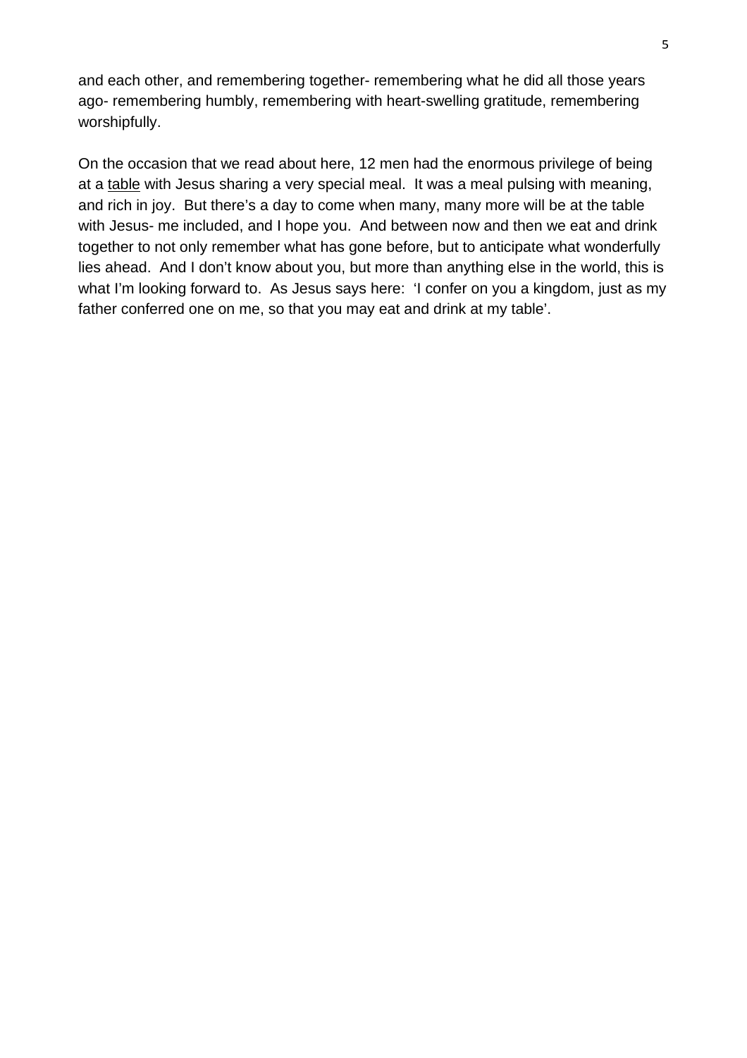and each other, and remembering together- remembering what he did all those years ago- remembering humbly, remembering with heart-swelling gratitude, remembering worshipfully.

On the occasion that we read about here, 12 men had the enormous privilege of being at a <u>table</u> with Jesus sharing a very special meal. It was a meal pulsing with meaning, and rich in joy. But there's a day to come when many, many more will be at the table with Jesus- me included, and I hope you. And between now and then we eat and drink together to not only remember what has gone before, but to anticipate what wonderfully lies ahead. And I don't know about you, but more than anything else in the world, this is what I'm looking forward to. As Jesus says here: 'I confer on you a kingdom, just as my father conferred one on me, so that you may eat and drink at my table'.